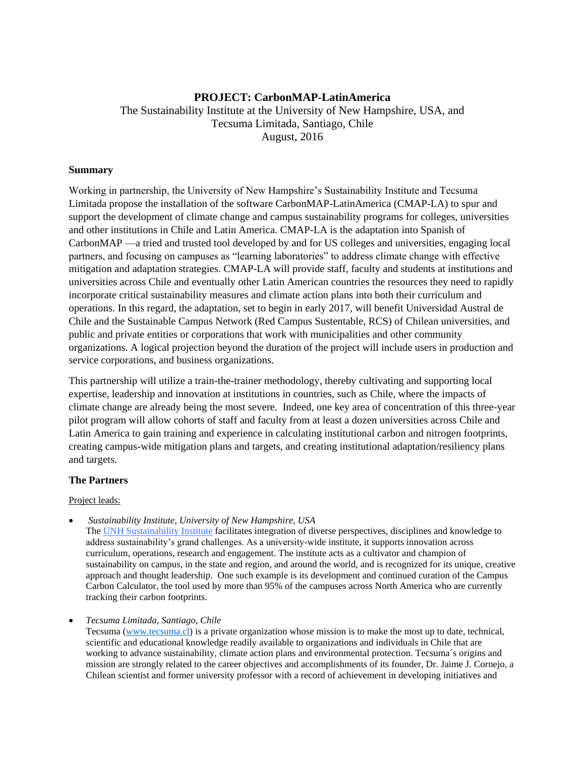# PROJECT: CarbonMAP-LatinAmerica

The Sustainability Institute at the University of New Hampshire, USA, and
Tecsuma Limitada, Santiago, Chile
August, 2016

## Summary

Working in partnership, the University of New Hampshire's Sustainability Institute and Tecsuma Limitada propose the installation of the software CarbonMAP-LatinAmerica (CMAP-LA) to spur and support the development of climate change and campus sustainability programs for colleges, universities and other institutions in Chile and Latin America. CMAP-LA is the adaptation into Spanish of CarbonMAP —a tried and trusted tool developed by and for US colleges and universities, engaging local partners, and focusing on campuses as "learning laboratories" to address climate change with effective mitigation and adaptation strategies. CMAP-LA will provide staff, faculty and students at institutions and universities across Chile and eventually other Latin American countries the resources they need to rapidly incorporate critical sustainability measures and climate action plans into both their curriculum and operations. In this regard, the adaptation, set to begin in early 2017, will benefit Universidad Austral de Chile and the Sustainable Campus Network (Red Campus Sustentable, RCS) of Chilean universities, and public and private entities or corporations that work with municipalities and other community organizations. A logical projection beyond the duration of the project will include users in production and service corporations, and business organizations.

This partnership will utilize a train-the-trainer methodology, thereby cultivating and supporting local expertise, leadership and innovation at institutions in countries, such as Chile, where the impacts of climate change are already being the most severe. Indeed, one key area of concentration of this three-year pilot program will allow cohorts of staff and faculty from at least a dozen universities across Chile and Latin America to gain training and experience in calculating institutional carbon and nitrogen footprints, creating campus-wide mitigation plans and targets, and creating institutional adaptation/resiliency plans and targets.

## The Partners

Project leads:

- *Sustainability Institute, University of New Hampshire, USA*
  The UNH Sustainability Institute facilitates integration of diverse perspectives, disciplines and knowledge to address sustainability's grand challenges. As a university-wide institute, it supports innovation across curriculum, operations, research and engagement. The institute acts as a cultivator and champion of sustainability on campus, in the state and region, and around the world, and is recognized for its unique, creative approach and thought leadership. One such example is its development and continued curation of the Campus Carbon Calculator, the tool used by more than 95% of the campuses across North America who are currently tracking their carbon footprints.

- *Tecsuma Limitada, Santiago, Chile*
  Tecsuma (www.tecsuma.cl) is a private organization whose mission is to make the most up to date, technical, scientific and educational knowledge readily available to organizations and individuals in Chile that are working to advance sustainability, climate action plans and environmental protection. Tecsuma´s origins and mission are strongly related to the career objectives and accomplishments of its founder, Dr. Jaime J. Cornejo, a Chilean scientist and former university professor with a record of achievement in developing initiatives and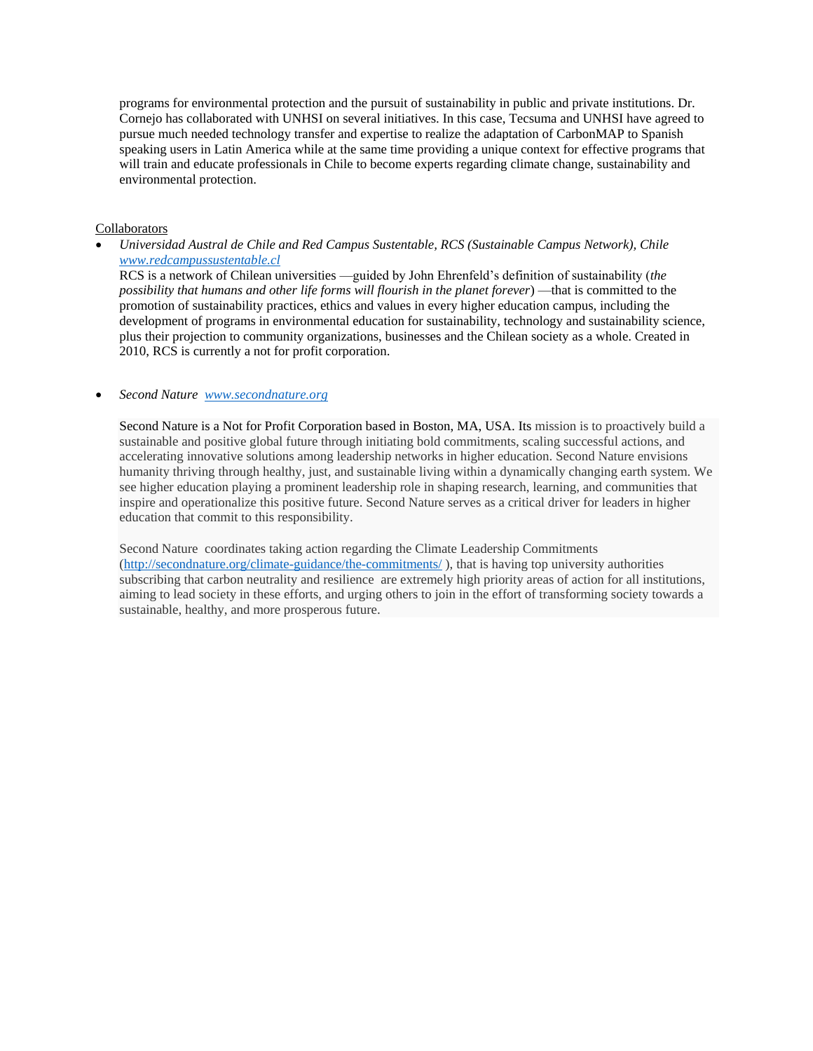programs for environmental protection and the pursuit of sustainability in public and private institutions. Dr. Cornejo has collaborated with UNHSI on several initiatives. In this case, Tecsuma and UNHSI have agreed to pursue much needed technology transfer and expertise to realize the adaptation of CarbonMAP to Spanish speaking users in Latin America while at the same time providing a unique context for effective programs that will train and educate professionals in Chile to become experts regarding climate change, sustainability and environmental protection.

<u>Collaborators</u>

- *Universidad Austral de Chile and Red Campus Sustentable, RCS (Sustainable Campus Network), Chile* *www.redcampussustentable.cl*

  RCS is a network of Chilean universities —guided by John Ehrenfeld's definition of sustainability (*the possibility that humans and other life forms will flourish in the planet forever*) —that is committed to the promotion of sustainability practices, ethics and values in every higher education campus, including the development of programs in environmental education for sustainability, technology and sustainability science, plus their projection to community organizations, businesses and the Chilean society as a whole. Created in 2010, RCS is currently a not for profit corporation.

- *Second Nature* *www.secondnature.org*

  Second Nature is a Not for Profit Corporation based in Boston, MA, USA. Its mission is to proactively build a sustainable and positive global future through initiating bold commitments, scaling successful actions, and accelerating innovative solutions among leadership networks in higher education. Second Nature envisions humanity thriving through healthy, just, and sustainable living within a dynamically changing earth system. We see higher education playing a prominent leadership role in shaping research, learning, and communities that inspire and operationalize this positive future. Second Nature serves as a critical driver for leaders in higher education that commit to this responsibility.

  Second Nature coordinates taking action regarding the Climate Leadership Commitments (http://secondnature.org/climate-guidance/the-commitments/ ), that is having top university authorities subscribing that carbon neutrality and resilience are extremely high priority areas of action for all institutions, aiming to lead society in these efforts, and urging others to join in the effort of transforming society towards a sustainable, healthy, and more prosperous future.